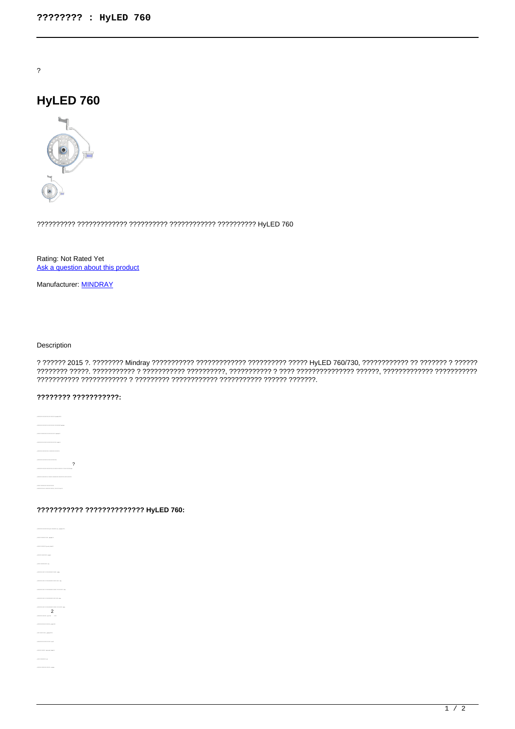?

# HyLED 760

?????????? ????????????? ?????????? ???????????? ?????????? HyLED 760

Rating: Not Rated Yet
Ask a question about this product

Manufacturer: MINDRAY

Description

? ?????? 2015 ?. ???????? Mindray ??????????? ????????????? ?????????? ????? HyLED 760/730, ???????????? ?? ??????? ? ?????? ???????? ?????. ??????????? ? ??????????? ??????????, ??????????? ? ???? ??????????????? ??????, ????????????? ??????????? ??????????? ???????????? ? ????????? ???????????? ??????????? ?????? ???????.

**???????? ???????????:**

?

**??????????? ?????????????? HyLED 760:**

2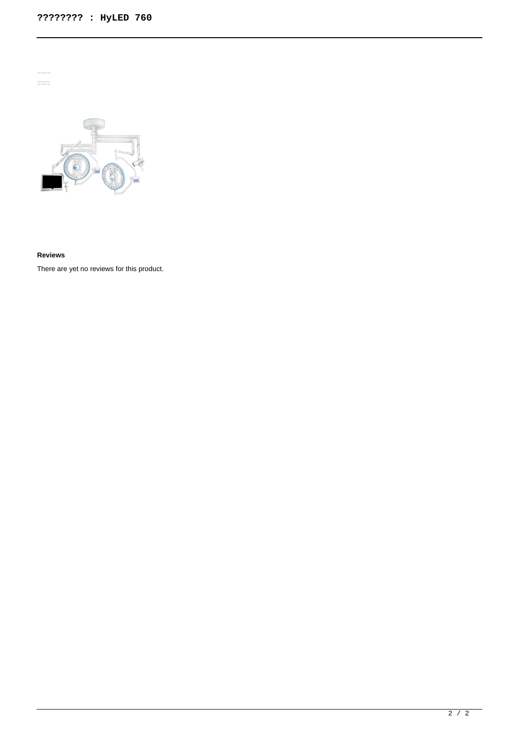**Reviews**

There are yet no reviews for this product.